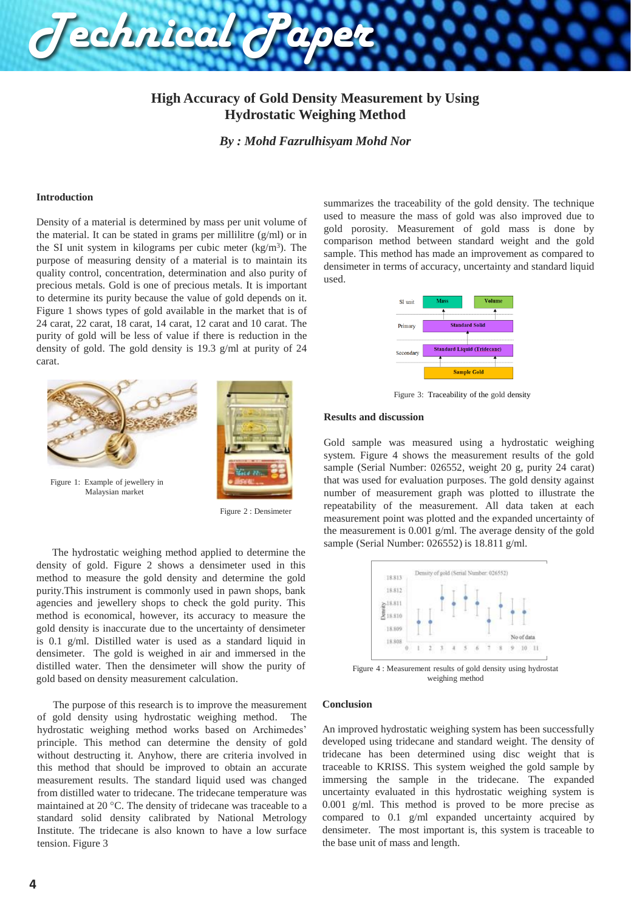# High Accuracy of Gold Density Measurement by Using Hydrostatic Weighing Method

*By : Mohd Fazrulhisyam Mohd Nor*

## Introduction

Density of a material is determined by mass per unit volume of the material. It can be stated in grams per millilitre (g/ml) or in the SI unit system in kilograms per cubic meter (kg/m$^3$). The purpose of measuring density of a material is to maintain its quality control, concentration, determination and also purity of precious metals. Gold is one of precious metals. It is important to determine its purity because the value of gold depends on it. Figure 1 shows types of gold available in the market that is of 24 carat, 22 carat, 18 carat, 14 carat, 12 carat and 10 carat. The purity of gold will be less of value if there is reduction in the density of gold. The gold density is 19.3 g/ml at purity of 24 carat.

Figure 1: Example of jewellery in Malaysian market

Figure 2 : Densimeter

The hydrostatic weighing method applied to determine the density of gold. Figure 2 shows a densimeter used in this method to measure the gold density and determine the gold purity.This instrument is commonly used in pawn shops, bank agencies and jewellery shops to check the gold purity. This method is economical, however, its accuracy to measure the gold density is inaccurate due to the uncertainty of densimeter is 0.1 g/ml. Distilled water is used as a standard liquid in densimeter. The gold is weighed in air and immersed in the distilled water. Then the densimeter will show the purity of gold based on density measurement calculation.

The purpose of this research is to improve the measurement of gold density using hydrostatic weighing method. The hydrostatic weighing method works based on Archimedes' principle. This method can determine the density of gold without destructing it. Anyhow, there are criteria involved in this method that should be improved to obtain an accurate measurement results. The standard liquid used was changed from distilled water to tridecane. The tridecane temperature was maintained at 20 °C. The density of tridecane was traceable to a standard solid density calibrated by National Metrology Institute. The tridecane is also known to have a low surface tension. Figure 3 summarizes the traceability of the gold density. The technique used to measure the mass of gold was also improved due to gold porosity. Measurement of gold mass is done by comparison method between standard weight and the gold sample. This method has made an improvement as compared to densimeter in terms of accuracy, uncertainty and standard liquid used.

Figure 3: Traceability of the gold density

## Results and discussion

Gold sample was measured using a hydrostatic weighing system. Figure 4 shows the measurement results of the gold sample (Serial Number: 026552, weight 20 g, purity 24 carat) that was used for evaluation purposes. The gold density against number of measurement graph was plotted to illustrate the repeatability of the measurement. All data taken at each measurement point was plotted and the expanded uncertainty of the measurement is 0.001 g/ml. The average density of the gold sample (Serial Number: 026552) is 18.811 g/ml.

Figure 4 : Measurement results of gold density using hydrostat weighing method

## Conclusion

An improved hydrostatic weighing system has been successfully developed using tridecane and standard weight. The density of tridecane has been determined using disc weight that is traceable to KRISS. This system weighed the gold sample by immersing the sample in the tridecane. The expanded uncertainty evaluated in this hydrostatic weighing system is 0.001 g/ml. This method is proved to be more precise as compared to 0.1 g/ml expanded uncertainty acquired by densimeter. The most important is, this system is traceable to the base unit of mass and length.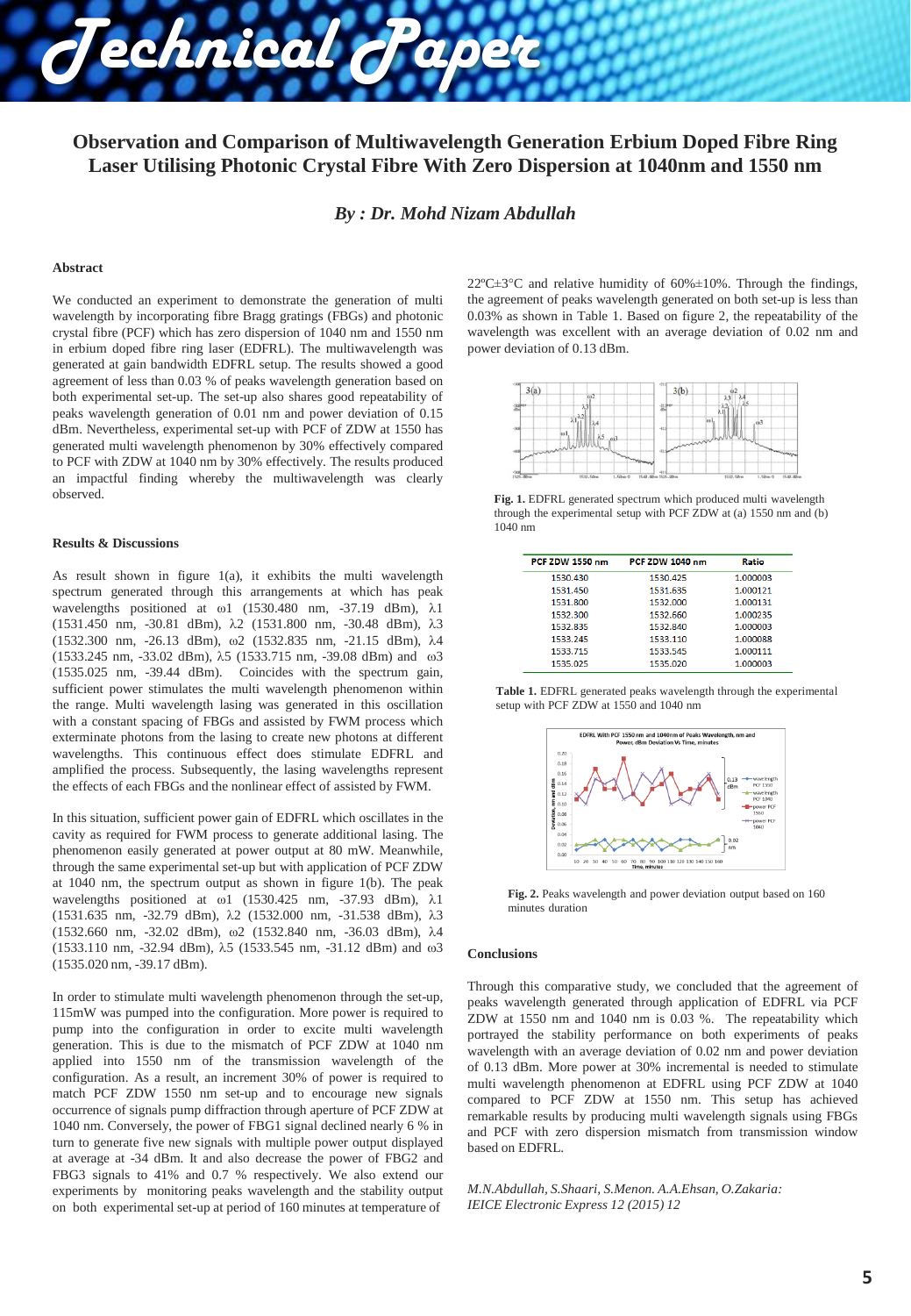# Observation and Comparison of Multiwavelength Generation Erbium Doped Fibre Ring Laser Utilising Photonic Crystal Fibre With Zero Dispersion at 1040nm and 1550 nm

*By : Dr. Mohd Nizam Abdullah*

### Abstract

We conducted an experiment to demonstrate the generation of multi wavelength by incorporating fibre Bragg gratings (FBGs) and photonic crystal fibre (PCF) which has zero dispersion of 1040 nm and 1550 nm in erbium doped fibre ring laser (EDFRL). The multiwavelength was generated at gain bandwidth EDFRL setup. The results showed a good agreement of less than 0.03 % of peaks wavelength generation based on both experimental set-up. The set-up also shows good repeatability of peaks wavelength generation of 0.01 nm and power deviation of 0.15 dBm. Nevertheless, experimental set-up with PCF of ZDW at 1550 has generated multi wavelength phenomenon by 30% effectively compared to PCF with ZDW at 1040 nm by 30% effectively. The results produced an impactful finding whereby the multiwavelength was clearly observed.

### Results & Discussions

As result shown in figure 1(a), it exhibits the multi wavelength spectrum generated through this arrangements at which has peak wavelengths positioned at ω1 (1530.480 nm, -37.19 dBm), λ1 (1531.450 nm, -30.81 dBm), λ2 (1531.800 nm, -30.48 dBm), λ3 (1532.300 nm, -26.13 dBm), ω2 (1532.835 nm, -21.15 dBm), λ4 (1533.245 nm, -33.02 dBm), λ5 (1533.715 nm, -39.08 dBm) and ω3 (1535.025 nm, -39.44 dBm). Coincides with the spectrum gain, sufficient power stimulates the multi wavelength phenomenon within the range. Multi wavelength lasing was generated in this oscillation with a constant spacing of FBGs and assisted by FWM process which exterminate photons from the lasing to create new photons at different wavelengths. This continuous effect does stimulate EDFRL and amplified the process. Subsequently, the lasing wavelengths represent the effects of each FBGs and the nonlinear effect of assisted by FWM.

In this situation, sufficient power gain of EDFRL which oscillates in the cavity as required for FWM process to generate additional lasing. The phenomenon easily generated at power output at 80 mW. Meanwhile, through the same experimental set-up but with application of PCF ZDW at 1040 nm, the spectrum output as shown in figure 1(b). The peak wavelengths positioned at ω1 (1530.425 nm, -37.93 dBm), λ1 (1531.635 nm, -32.79 dBm), λ2 (1532.000 nm, -31.538 dBm), λ3 (1532.660 nm, -32.02 dBm), ω2 (1532.840 nm, -36.03 dBm), λ4 (1533.110 nm, -32.94 dBm), λ5 (1533.545 nm, -31.12 dBm) and ω3 (1535.020 nm, -39.17 dBm).

In order to stimulate multi wavelength phenomenon through the set-up, 115mW was pumped into the configuration. More power is required to pump into the configuration in order to excite multi wavelength generation. This is due to the mismatch of PCF ZDW at 1040 nm applied into 1550 nm of the transmission wavelength of the configuration. As a result, an increment 30% of power is required to match PCF ZDW 1550 nm set-up and to encourage new signals occurrence of signals pump diffraction through aperture of PCF ZDW at 1040 nm. Conversely, the power of FBG1 signal declined nearly 6 % in turn to generate five new signals with multiple power output displayed at average at -34 dBm. It and also decrease the power of FBG2 and FBG3 signals to 41% and 0.7 % respectively. We also extend our experiments by monitoring peaks wavelength and the stability output on both experimental set-up at period of 160 minutes at temperature of 22ºC±3°C and relative humidity of 60%±10%. Through the findings, the agreement of peaks wavelength generated on both set-up is less than 0.03% as shown in Table 1. Based on figure 2, the repeatability of the wavelength was excellent with an average deviation of 0.02 nm and power deviation of 0.13 dBm.

**Fig. 1.** EDFRL generated spectrum which produced multi wavelength through the experimental setup with PCF ZDW at (a) 1550 nm and (b) 1040 nm

| PCF ZDW 1550 nm | PCF ZDW 1040 nm | Ratio |
|---|---|---|
| 1530.430 | 1530.425 | 1.000003 |
| 1531.450 | 1531.635 | 1.000121 |
| 1531.800 | 1532.000 | 1.000131 |
| 1532.300 | 1532.660 | 1.000235 |
| 1532.835 | 1532.840 | 1.000003 |
| 1533.245 | 1533.110 | 1.000088 |
| 1533.715 | 1533.545 | 1.000111 |
| 1535.025 | 1535.020 | 1.000003 |

**Table 1.** EDFRL generated peaks wavelength through the experimental setup with PCF ZDW at 1550 and 1040 nm

**Fig. 2.** Peaks wavelength and power deviation output based on 160 minutes duration

### Conclusions

Through this comparative study, we concluded that the agreement of peaks wavelength generated through application of EDFRL via PCF ZDW at 1550 nm and 1040 nm is 0.03 %. The repeatability which portrayed the stability performance on both experiments of peaks wavelength with an average deviation of 0.02 nm and power deviation of 0.13 dBm. More power at 30% incremental is needed to stimulate multi wavelength phenomenon at EDFRL using PCF ZDW at 1040 compared to PCF ZDW at 1550 nm. This setup has achieved remarkable results by producing multi wavelength signals using FBGs and PCF with zero dispersion mismatch from transmission window based on EDFRL.

*M.N.Abdullah, S.Shaari, S.Menon. A.A.Ehsan, O.Zakaria: IEICE Electronic Express 12 (2015) 12*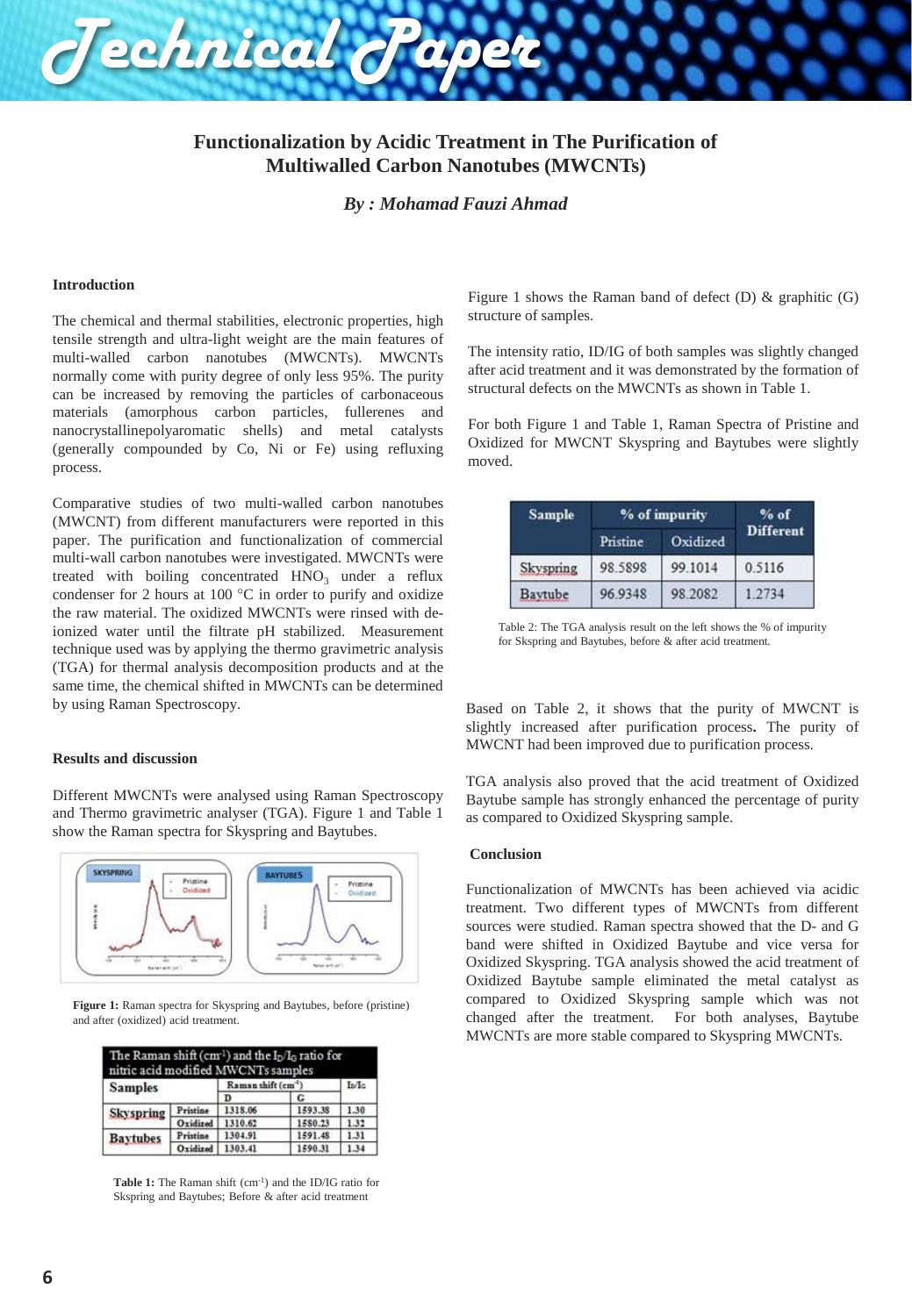# Functionalization by Acidic Treatment in The Purification of Multiwalled Carbon Nanotubes (MWCNTs)

***By : Mohamad Fauzi Ahmad***

## Introduction

The chemical and thermal stabilities, electronic properties, high tensile strength and ultra-light weight are the main features of multi-walled carbon nanotubes (MWCNTs). MWCNTs normally come with purity degree of only less 95%. The purity can be increased by removing the particles of carbonaceous materials (amorphous carbon particles, fullerenes and nanocrystallinepolyaromatic shells) and metal catalysts (generally compounded by Co, Ni or Fe) using refluxing process.

Comparative studies of two multi-walled carbon nanotubes (MWCNT) from different manufacturers were reported in this paper. The purification and functionalization of commercial multi-wall carbon nanotubes were investigated. MWCNTs were treated with boiling concentrated $HNO_3$ under a reflux condenser for 2 hours at 100 °C in order to purify and oxidize the raw material. The oxidized MWCNTs were rinsed with de-ionized water until the filtrate pH stabilized. Measurement technique used was by applying the thermo gravimetric analysis (TGA) for thermal analysis decomposition products and at the same time, the chemical shifted in MWCNTs can be determined by using Raman Spectroscopy.

## Results and discussion

Different MWCNTs were analysed using Raman Spectroscopy and Thermo gravimetric analyser (TGA). Figure 1 and Table 1 show the Raman spectra for Skyspring and Baytubes.

**Figure 1:** Raman spectra for Skyspring and Baytubes, before (pristine) and after (oxidized) acid treatment.

| The Raman shift ($cm^{-1}$) and the $I_D/I_G$ ratio for nitric acid modified MWCNTs samples | | | | |
|---|---|---|---|---|
| Samples | | Raman shift ($cm^{-1}$) | | $I_D/I_G$ |
| | | D | G | |
| Skyspring | Pristine | 1318.06 | 1593.38 | 1.30 |
| | Oxidized | 1310.62 | 1580.23 | 1.32 |
| Baytubes | Pristine | 1304.91 | 1591.48 | 1.31 |
| | Oxidized | 1303.41 | 1590.31 | 1.34 |

**Table 1:** The Raman shift ($cm^{-1}$) and the ID/IG ratio for Skspring and Baytubes; Before & after acid treatment

Figure 1 shows the Raman band of defect (D) & graphitic (G) structure of samples.

The intensity ratio, ID/IG of both samples was slightly changed after acid treatment and it was demonstrated by the formation of structural defects on the MWCNTs as shown in Table 1.

For both Figure 1 and Table 1, Raman Spectra of Pristine and Oxidized for MWCNT Skyspring and Baytubes were slightly moved.

| Sample | % of impurity | | % of Different |
|---|---|---|---|
| | Pristine | Oxidized | |
| Skyspring | 98.5898 | 99.1014 | 0.5116 |
| Baytube | 96.9348 | 98.2082 | 1.2734 |

Table 2: The TGA analysis result on the left shows the % of impurity for Skspring and Baytubes, before & after acid treatment.

Based on Table 2, it shows that the purity of MWCNT is slightly increased after purification process**.** The purity of MWCNT had been improved due to purification process.

TGA analysis also proved that the acid treatment of Oxidized Baytube sample has strongly enhanced the percentage of purity as compared to Oxidized Skyspring sample.

## Conclusion

Functionalization of MWCNTs has been achieved via acidic treatment. Two different types of MWCNTs from different sources were studied. Raman spectra showed that the D- and G band were shifted in Oxidized Baytube and vice versa for Oxidized Skyspring. TGA analysis showed the acid treatment of Oxidized Baytube sample eliminated the metal catalyst as compared to Oxidized Skyspring sample which was not changed after the treatment. For both analyses, Baytube MWCNTs are more stable compared to Skyspring MWCNTs.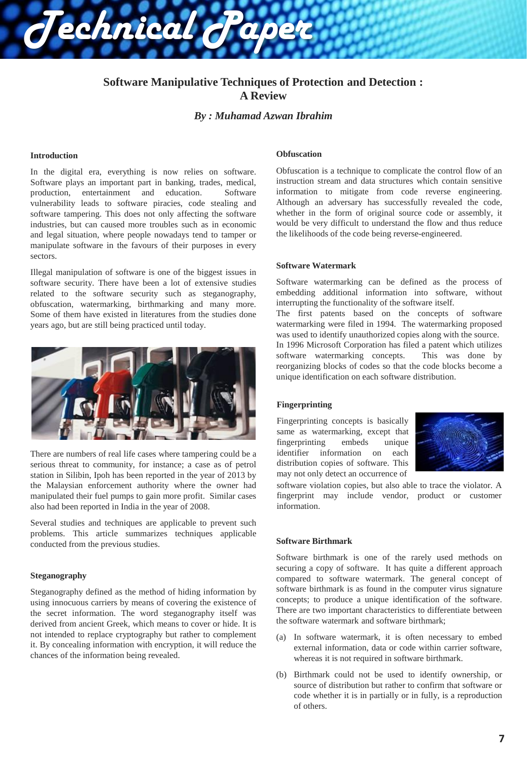# Technical Paper

## Software Manipulative Techniques of Protection and Detection : A Review

***By : Muhamad Azwan Ibrahim***

### Introduction

In the digital era, everything is now relies on software. Software plays an important part in banking, trades, medical, production, entertainment and education. Software vulnerability leads to software piracies, code stealing and software tampering. This does not only affecting the software industries, but can caused more troubles such as in economic and legal situation, where people nowadays tend to tamper or manipulate software in the favours of their purposes in every sectors.

Illegal manipulation of software is one of the biggest issues in software security. There have been a lot of extensive studies related to the software security such as steganography, obfuscation, watermarking, birthmarking and many more. Some of them have existed in literatures from the studies done years ago, but are still being practiced until today.

There are numbers of real life cases where tampering could be a serious threat to community, for instance; a case as of petrol station in Silibin, Ipoh has been reported in the year of 2013 by the Malaysian enforcement authority where the owner had manipulated their fuel pumps to gain more profit. Similar cases also had been reported in India in the year of 2008.

Several studies and techniques are applicable to prevent such problems. This article summarizes techniques applicable conducted from the previous studies.

### Steganography

Steganography defined as the method of hiding information by using innocuous carriers by means of covering the existence of the secret information. The word steganography itself was derived from ancient Greek, which means to cover or hide. It is not intended to replace cryptography but rather to complement it. By concealing information with encryption, it will reduce the chances of the information being revealed.

### Obfuscation

Obfuscation is a technique to complicate the control flow of an instruction stream and data structures which contain sensitive information to mitigate from code reverse engineering. Although an adversary has successfully revealed the code, whether in the form of original source code or assembly, it would be very difficult to understand the flow and thus reduce the likelihoods of the code being reverse-engineered.

### Software Watermark

Software watermarking can be defined as the process of embedding additional information into software, without interrupting the functionality of the software itself.
The first patents based on the concepts of software watermarking were filed in 1994. The watermarking proposed was used to identify unauthorized copies along with the source. In 1996 Microsoft Corporation has filed a patent which utilizes software watermarking concepts. This was done by reorganizing blocks of codes so that the code blocks become a unique identification on each software distribution.

### Fingerprinting

Fingerprinting concepts is basically same as watermarking, except that fingerprinting embeds unique identifier information on each distribution copies of software. This may not only detect an occurrence of software violation copies, but also able to trace the violator. A fingerprint may include vendor, product or customer information.

### Software Birthmark

Software birthmark is one of the rarely used methods on securing a copy of software. It has quite a different approach compared to software watermark. The general concept of software birthmark is as found in the computer virus signature concepts; to produce a unique identification of the software. There are two important characteristics to differentiate between the software watermark and software birthmark;

(a) In software watermark, it is often necessary to embed external information, data or code within carrier software, whereas it is not required in software birthmark.

(b) Birthmark could not be used to identify ownership, or source of distribution but rather to confirm that software or code whether it is in partially or in fully, is a reproduction of others.